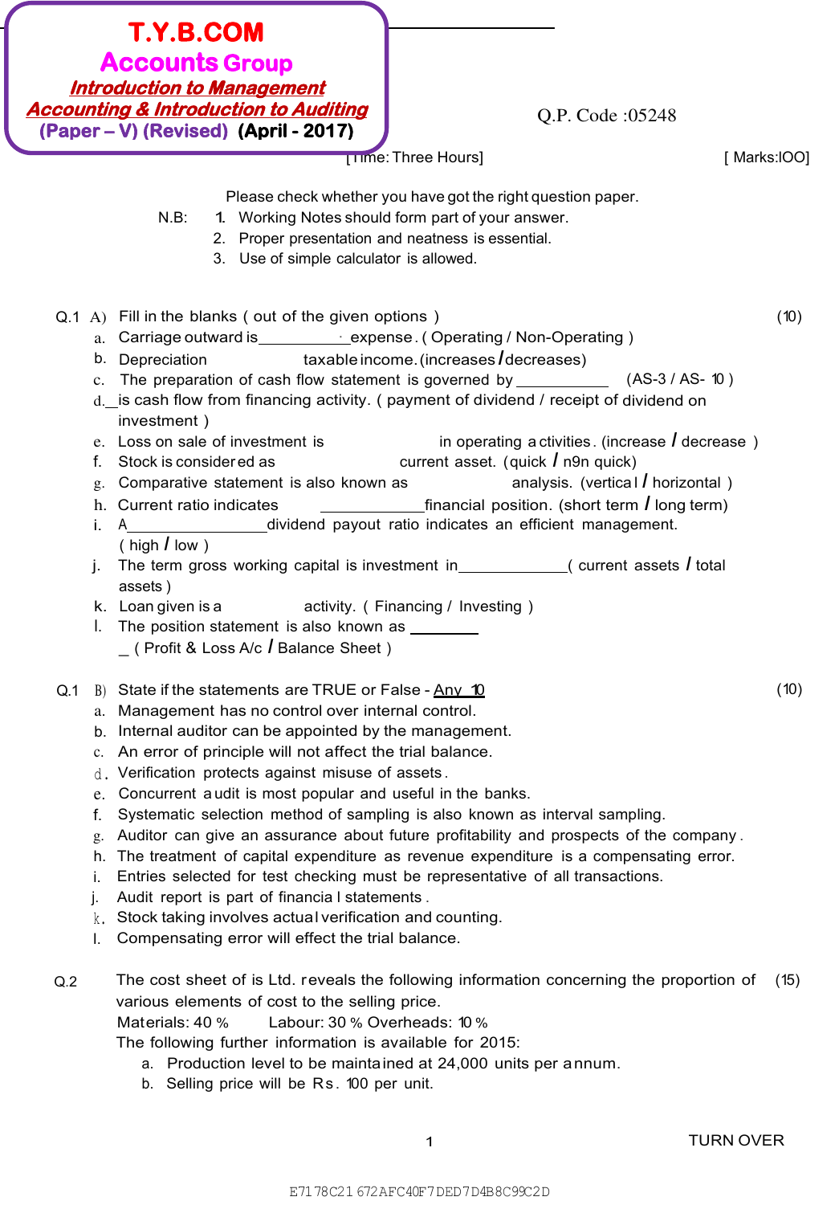# T.Y.B.COM
## Accounts Group
### Introduction to Management Accounting & Introduction to Auditing
**(Paper – V) (Revised) (April - 2017)**

Q.P. Code :05248

[Time: Three Hours] [ Marks:lOO]

Please check whether you have got the right question paper.

N.B:
1. Working Notes should form part of your answer.
2. Proper presentation and neatness is essential.
3. Use of simple calculator is allowed.

**Q.1 A)** Fill in the blanks ( out of the given options ) **(10)**

a. Carriage outward is___________expense. ( Operating / Non-Operating )

b. Depreciation __________ taxable income. (increases / decreases)

c. The preparation of cash flow statement is governed by ___________ (AS-3 / AS- 10 )

d. __is cash flow from financing activity. ( payment of dividend / receipt of dividend on investment )

e. Loss on sale of investment is __________ in operating activities. (increase / decrease )

f. Stock is considered as __________ current asset. (quick / n9n quick)

g. Comparative statement is also known as __________ analysis. (vertical / horizontal )

h. Current ratio indicates ____________financial position. (short term / long term)

i. A _______________dividend payout ratio indicates an efficient management. ( high / low )

j. The term gross working capital is investment in____________( current assets / total assets )

k. Loan given is a __________ activity. ( Financing / Investing )

l. The position statement is also known as __________ ( Profit & Loss A/c / Balance Sheet )

**Q.1 B)** State if the statements are TRUE or False - Any 10 **(10)**

a. Management has no control over internal control.

b. Internal auditor can be appointed by the management.

c. An error of principle will not affect the trial balance.

d. Verification protects against misuse of assets.

e. Concurrent audit is most popular and useful in the banks.

f. Systematic selection method of sampling is also known as interval sampling.

g. Auditor can give an assurance about future profitability and prospects of the company.

h. The treatment of capital expenditure as revenue expenditure is a compensating error.

i. Entries selected for test checking must be representative of all transactions.

j. Audit report is part of financial statements.

k. Stock taking involves actual verification and counting.

l. Compensating error will effect the trial balance.

**Q.2** The cost sheet of is Ltd. reveals the following information concerning the proportion of various elements of cost to the selling price. **(15)**

Materials: 40 % Labour: 30 % Overheads: 10 %

The following further information is available for 2015:

a. Production level to be maintained at 24,000 units per annum.

b. Selling price will be Rs. 100 per unit.

TURN OVER

E7178C21672AFC40F7DED7D4B8C99C2D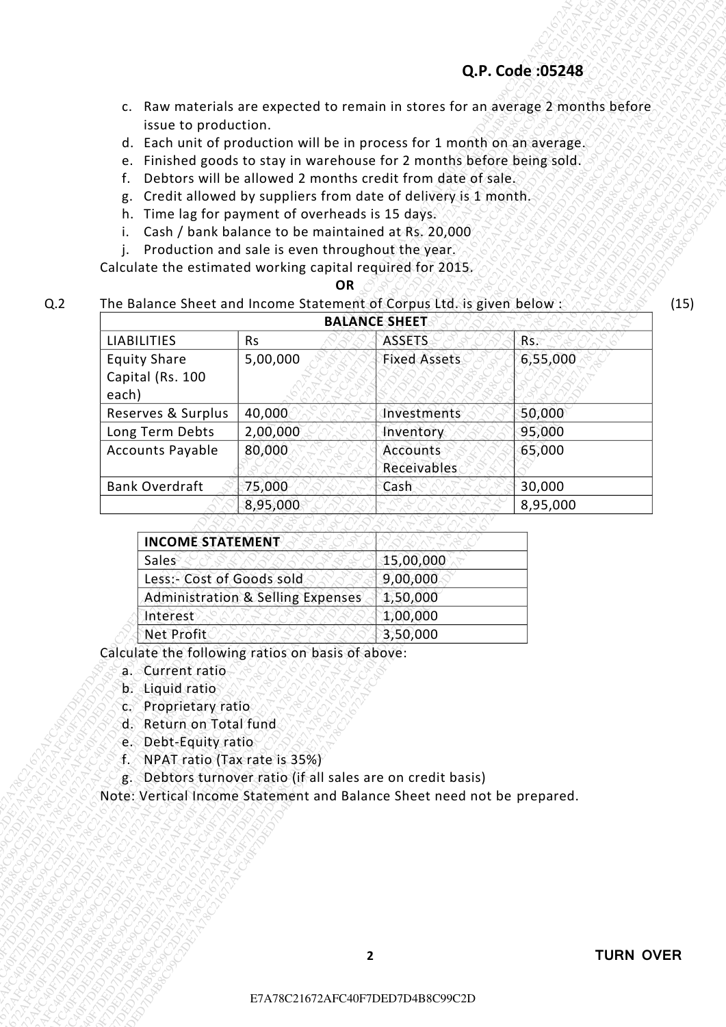c. Raw materials are expected to remain in stores for an average 2 months before issue to production.
d. Each unit of production will be in process for 1 month on an average.
e. Finished goods to stay in warehouse for 2 months before being sold.
f. Debtors will be allowed 2 months credit from date of sale.
g. Credit allowed by suppliers from date of delivery is 1 month.
h. Time lag for payment of overheads is 15 days.
i. Cash / bank balance to be maintained at Rs. 20,000
j. Production and sale is even throughout the year.

Calculate the estimated working capital required for 2015.

**OR**

Q.2 The Balance Sheet and Income Statement of Corpus Ltd. is given below : (15)

| BALANCE SHEET | | | |
|---|---|---|---|
| LIABILITIES | Rs | ASSETS | Rs. |
| Equity Share Capital (Rs. 100 each) | 5,00,000 | Fixed Assets | 6,55,000 |
| Reserves & Surplus | 40,000 | Investments | 50,000 |
| Long Term Debts | 2,00,000 | Inventory | 95,000 |
| Accounts Payable | 80,000 | Accounts Receivables | 65,000 |
| Bank Overdraft | 75,000 | Cash | 30,000 |
| | 8,95,000 | | 8,95,000 |

| INCOME STATEMENT | |
|---|---|
| Sales | 15,00,000 |
| Less:- Cost of Goods sold | 9,00,000 |
| Administration & Selling Expenses | 1,50,000 |
| Interest | 1,00,000 |
| Net Profit | 3,50,000 |

Calculate the following ratios on basis of above:

a. Current ratio
b. Liquid ratio
c. Proprietary ratio
d. Return on Total fund
e. Debt-Equity ratio
f. NPAT ratio (Tax rate is 35%)
g. Debtors turnover ratio (if all sales are on credit basis)

Note: Vertical Income Statement and Balance Sheet need not be prepared.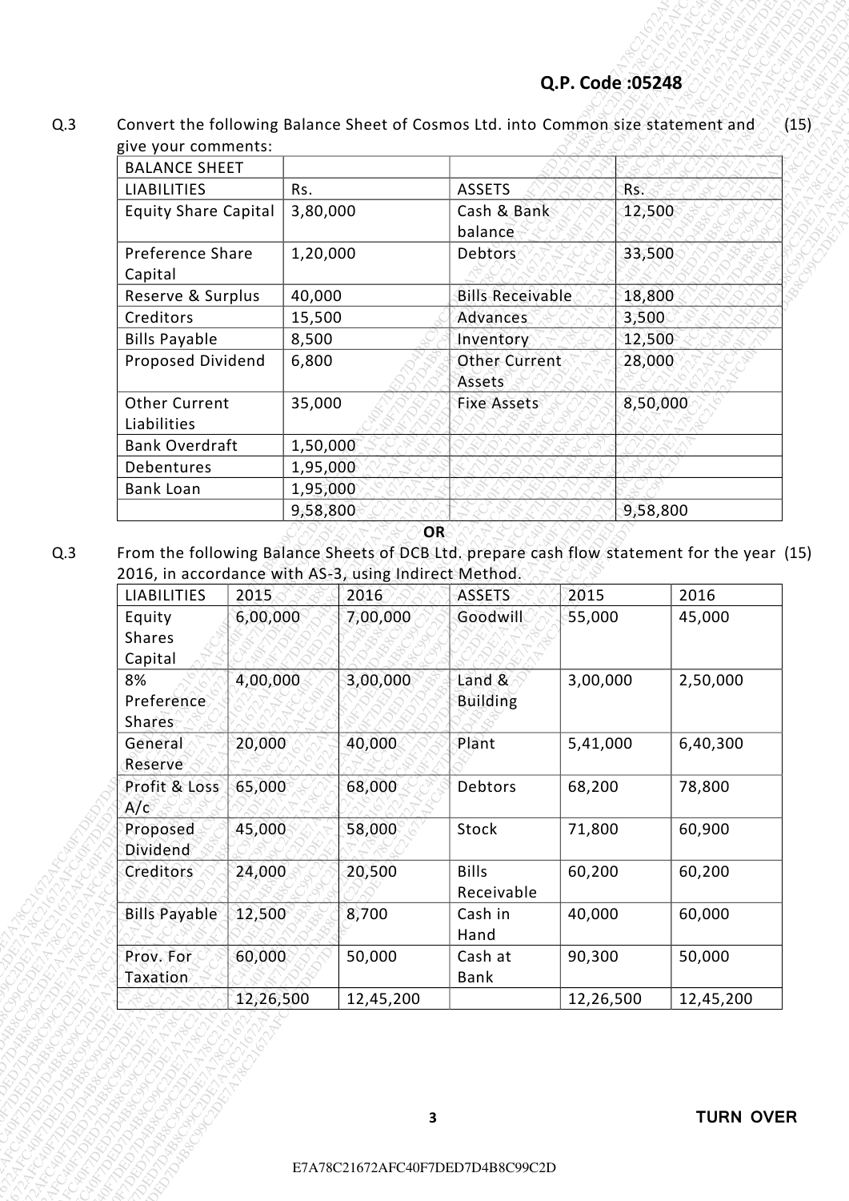Q.P. Code :05248

Q.3 Convert the following Balance Sheet of Cosmos Ltd. into Common size statement and give your comments: (15)

| BALANCE SHEET | | | |
|---|---|---|---|
| LIABILITIES | Rs. | ASSETS | Rs. |
| Equity Share Capital | 3,80,000 | Cash & Bank balance | 12,500 |
| Preference Share Capital | 1,20,000 | Debtors | 33,500 |
| Reserve & Surplus | 40,000 | Bills Receivable | 18,800 |
| Creditors | 15,500 | Advances | 3,500 |
| Bills Payable | 8,500 | Inventory | 12,500 |
| Proposed Dividend | 6,800 | Other Current Assets | 28,000 |
| Other Current Liabilities | 35,000 | Fixe Assets | 8,50,000 |
| Bank Overdraft | 1,50,000 | | |
| Debentures | 1,95,000 | | |
| Bank Loan | 1,95,000 | | |
| | 9,58,800 | | 9,58,800 |

**OR**

Q.3 From the following Balance Sheets of DCB Ltd. prepare cash flow statement for the year 2016, in accordance with AS-3, using Indirect Method. (15)

| LIABILITIES | 2015 | 2016 | ASSETS | 2015 | 2016 |
|---|---|---|---|---|---|
| Equity Shares Capital | 6,00,000 | 7,00,000 | Goodwill | 55,000 | 45,000 |
| 8% Preference Shares | 4,00,000 | 3,00,000 | Land & Building | 3,00,000 | 2,50,000 |
| General Reserve | 20,000 | 40,000 | Plant | 5,41,000 | 6,40,300 |
| Profit & Loss A/c | 65,000 | 68,000 | Debtors | 68,200 | 78,800 |
| Proposed Dividend | 45,000 | 58,000 | Stock | 71,800 | 60,900 |
| Creditors | 24,000 | 20,500 | Bills Receivable | 60,200 | 60,200 |
| Bills Payable | 12,500 | 8,700 | Cash in Hand | 40,000 | 60,000 |
| Prov. For Taxation | 60,000 | 50,000 | Cash at Bank | 90,300 | 50,000 |
| | 12,26,500 | 12,45,200 | | 12,26,500 | 12,45,200 |

TURN OVER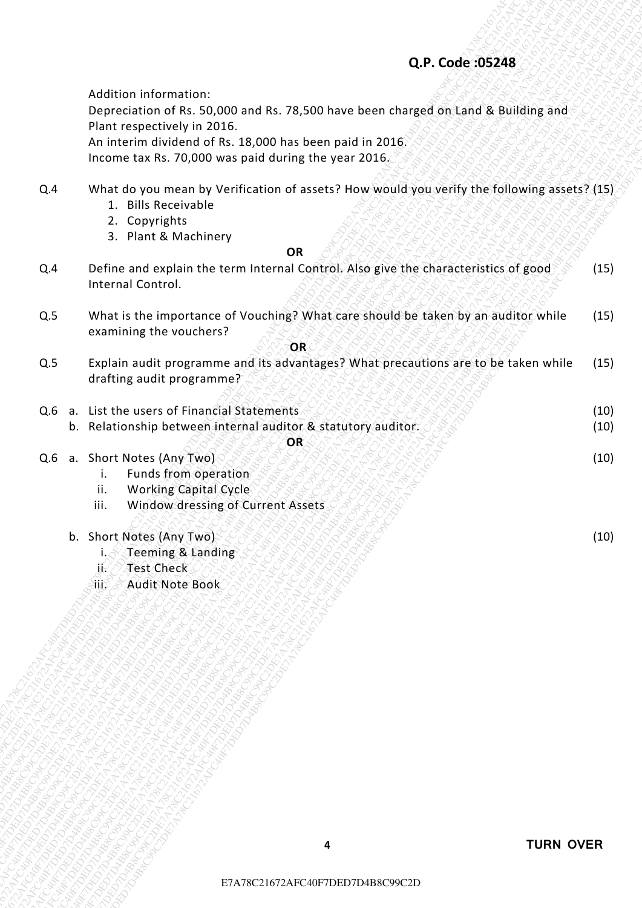Addition information:

Depreciation of Rs. 50,000 and Rs. 78,500 have been charged on Land & Building and Plant respectively in 2016.

An interim dividend of Rs. 18,000 has been paid in 2016.

Income tax Rs. 70,000 was paid during the year 2016.

**Q.4** What do you mean by Verification of assets? How would you verify the following assets? (15)

1. Bills Receivable
2. Copyrights
3. Plant & Machinery

**OR**

**Q.4** Define and explain the term Internal Control. Also give the characteristics of good Internal Control. (15)

**Q.5** What is the importance of Vouching? What care should be taken by an auditor while examining the vouchers? (15)

**OR**

**Q.5** Explain audit programme and its advantages? What precautions are to be taken while drafting audit programme? (15)

**Q.6** a. List the users of Financial Statements (10)

b. Relationship between internal auditor & statutory auditor. (10)

**OR**

**Q.6** a. Short Notes (Any Two) (10)

- i. Funds from operation
- ii. Working Capital Cycle
- iii. Window dressing of Current Assets

b. Short Notes (Any Two) (10)

- i. Teeming & Landing
- ii. Test Check
- iii. Audit Note Book

**TURN OVER**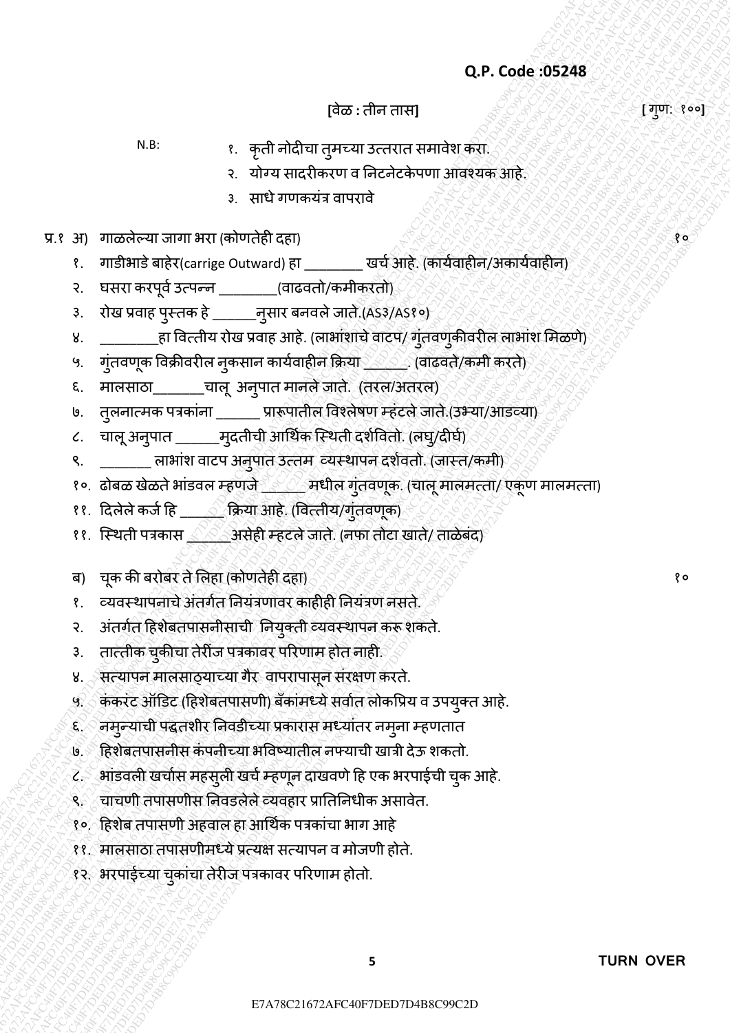**Q.P. Code :05248**

[वेळ : तीन तास] [ गुण: १००]

N.B:
१. कृती नोदीचा तुमच्या उत्तरात समावेश करा.
२. योग्य सादरीकरण व निटनेटकेपणा आवश्यक आहे.
३. साधे गणकयंत्र वापरावे

प्र.१ अ) गाळलेल्या जागा भरा (कोणतेही दहा) १०

१. गाडीभाडे बाहेर(carrige Outward) हा ________ खर्च आहे. (कार्यवाहीन/अकार्यवाहीन)
२. घसरा करपूर्व उत्पन्न ________(वाढवतो/कमीकरतो)
३. रोख प्रवाह पुस्तक हे ______नुसार बनवले जाते.(AS३/AS१०)
४. ________हा वित्तीय रोख प्रवाह आहे. (लाभांशाचे वाटप/ गुंतवणुकीवरील लाभांश मिळणे)
५. गुंतवणूक विक्रीवरील नुकसान कार्यवाहीन क्रिया ______. (वाढवते/कमी करते)
६. मालसाठा_______चालू अनुपात मानले जाते. (तरल/अतरल)
७. तुलनात्मक पत्रकांना ______ प्रारूपातील विश्लेषण म्हंटले जाते.(उभ्या/आडव्या)
८. चालू अनुपात ______मुदतीची आर्थिक स्थिती दर्शवितो. (लघु/दीर्घ)
९. _______ लाभांश वाटप अनुपात उत्तम व्यस्थापन दर्शवतो. (जास्त/कमी)
१०. ढोबळ खेळते भांडवल म्हणजे ______ मधील गुंतवणूक. (चालू मालमत्ता/ एकूण मालमत्ता)
११. दिलेले कर्ज हि ______ क्रिया आहे. (वित्तीय/गुंतवणूक)
११. स्थिती पत्रकास ______असेही म्हटले जाते. (नफा तोटा खाते/ ताळेबंद)

ब) चूक की बरोबर ते लिहा (कोणतेही दहा) १०

१. व्यवस्थापनाचे अंतर्गत नियंत्रणावर काहीही नियंत्रण नसते.
२. अंतर्गत हिशेबतपासनीसाची नियुक्ती व्यवस्थापन करू शकते.
३. तात्तीक चुकीचा तेरीज पत्रकावर परिणाम होत नाही.
४. सत्यापन मालसाठ्याच्या गैर वापरापासून संरक्षण करते.
५. कंकरंट ऑडिट (हिशेबतपासणी) बँकांमध्ये सर्वात लोकप्रिय व उपयुक्त आहे.
६. नमुन्याची पद्धतशीर निवडीच्या प्रकारास मध्यांतर नमुना म्हणतात
७. हिशेबतपासनीस कंपनीच्या भविष्यातील नफ्याची खात्री देऊ शकतो.
८. भांडवली खर्चास महसुली खर्च म्हणून दाखवणे हि एक भरपाईची चुक आहे.
९. चाचणी तपासणीस निवडलेले व्यवहार प्रातिनिधीक असावेत.
१०. हिशेब तपासणी अहवाल हा आर्थिक पत्रकांचा भाग आहे
११. मालसाठा तपासणीमध्ये प्रत्यक्ष सत्यापन व मोजणी होते.
१२. भरपाईच्या चुकांचा तेरीज पत्रकावर परिणाम होतो.

TURN OVER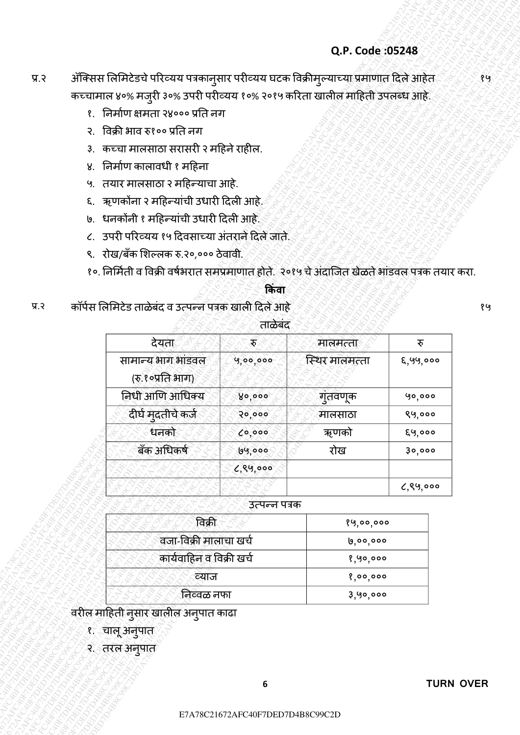Q.P. Code :05248

प्र.२ ॲक्सिस लिमिटेडचे परिव्यय पत्रकानुसार परीव्यय घटक विक्रीमुल्याच्या प्रमाणात दिले आहेत कच्चामाल ४०% मजुरी ३०% उपरी परीव्यय १०% २०१५ करिता खालील माहिती उपलब्ध आहे. **१५**

१. निर्माण क्षमता २४००० प्रति नग
२. विक्री भाव रु१०० प्रति नग
३. कच्चा मालसाठा सरासरी २ महिने राहील.
४. निर्माण कालावधी १ महिना
५. तयार मालसाठा २ महिन्याचा आहे.
६. ऋणकोंना २ महिन्यांची उधारी दिली आहे.
७. धनकोंनी १ महिन्यांची उधारी दिली आहे.
८. उपरी परिव्यय १५ दिवसाच्या अंतराने दिले जाते.
९. रोख/बँक शिल्लक रु.२०,००० ठेवावी.
१०. निर्मिती व विक्री वर्षभरात समप्रमाणात होते. २०१५ चे अंदाजित खेळते भांडवल पत्रक तयार करा.

**किंवा**

प्र.२ कॉर्पस लिमिटेड ताळेबंद व उत्पन्न पत्रक खाली दिले आहे **१५**

ताळेबंद

| देयता | रु | मालमत्ता | रु |
|---|---|---|---|
| सामान्य भाग भांडवल (रु.१०प्रति भाग) | ५,००,००० | स्थिर मालमत्ता | ६,५५,००० |
| निधी आणि आधिक्य | ४०,००० | गुंतवणूक | ५०,००० |
| दीर्घ मुदतीचे कर्ज | २०,००० | मालसाठा | ९५,००० |
| धनको | ८०,००० | ऋणको | ६५,००० |
| बँक अधिकर्ष | ७५,००० | रोख | ३०,००० |
| | ८,९५,००० | | |
| | | | ८,९५,००० |

उत्पन्न पत्रक

| विक्री | १५,००,००० |
|---|---|
| वजा-विक्री मालाचा खर्च | ७,००,००० |
| कार्यवाहिन व विक्री खर्च | १,५०,००० |
| व्याज | १,००,००० |
| निव्वळ नफा | ३,५०,००० |

वरील माहिती नुसार खालील अनुपात काढा

१. चालू अनुपात
२. तरल अनुपात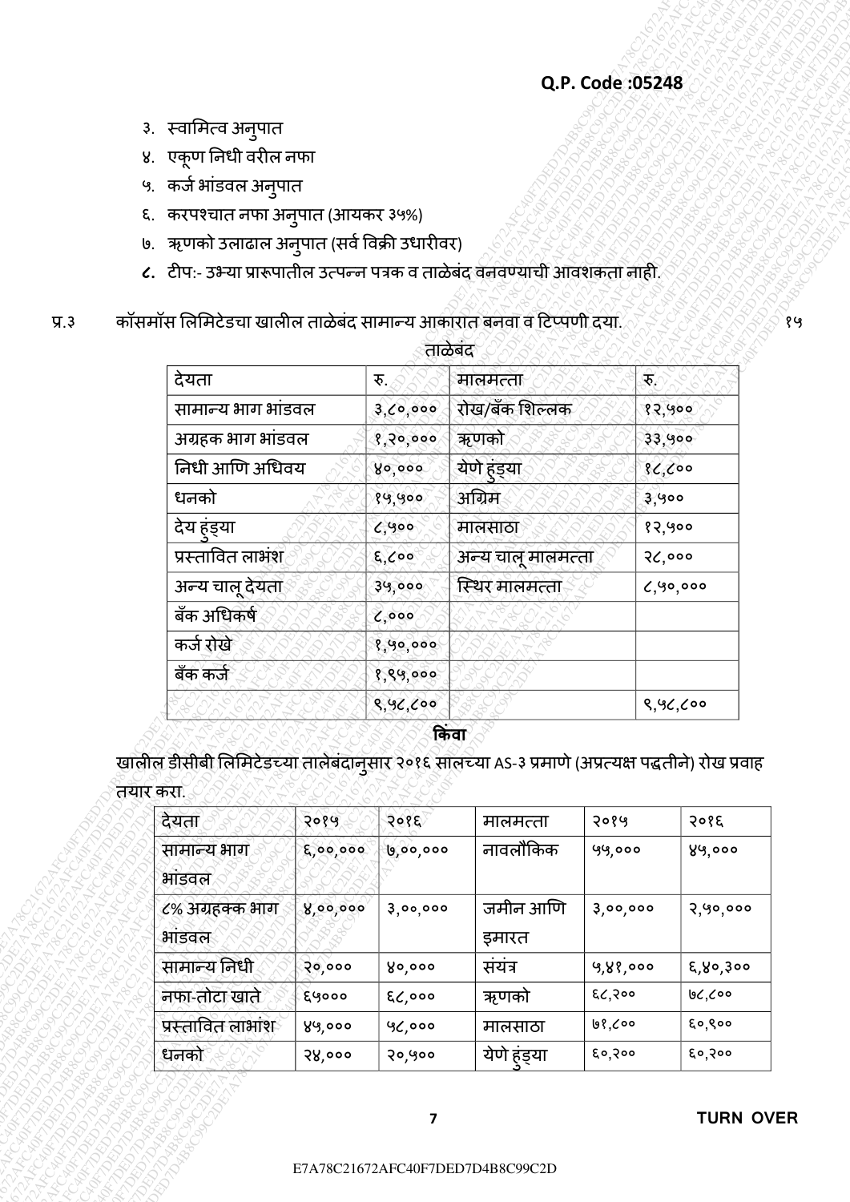३. स्वामित्व अनुपात

४. एकूण निधी वरील नफा

५. कर्ज भांडवल अनुपात

६. करपश्चात नफा अनुपात (आयकर ३५%)

७. ऋणको उलाढाल अनुपात (सर्व विक्री उधारीवर)

८. टीप:- उभ्या प्रारूपातील उत्पन्न पत्रक व ताळेबंद वनवण्याची आवशकता नाही.

प्र.३ कॉसमॉस लिमिटेडचा खालील ताळेबंद सामान्य आकारात बनवा व टिप्पणी दया. १५

ताळेबंद

| देयता | रु. | मालमत्ता | रु. |
|---|---|---|---|
| सामान्य भाग भांडवल | ३,८०,००० | रोख/बँक शिल्लक | १२,५०० |
| अग्रहक भाग भांडवल | १,२०,००० | ऋणको | ३३,५०० |
| निधी आणि अधिवय | ४०,००० | येणे हुंड्या | १८,८०० |
| धनको | १५,५०० | अग्रिम | ३,५०० |
| देय हुंड्या | ८,५०० | मालसाठा | १२,५०० |
| प्रस्तावित लाभांश | ६,८०० | अन्य चालू मालमत्ता | २८,००० |
| अन्य चालू देयता | ३५,००० | स्थिर मालमत्ता | ८,५०,००० |
| बँक अधिकर्ष | ८,००० | | |
| कर्ज रोखे | १,५०,००० | | |
| बँक कर्ज | १,९५,००० | | |
| | ९,५८,८०० | | ९,५८,८०० |

**किंवा**

खालील डीसीबी लिमिटेडच्या तालेबंदानुसार २०१६ सालच्या AS-३ प्रमाणे (अप्रत्यक्ष पद्धतीने) रोख प्रवाह तयार करा.

| देयता | २०१५ | २०१६ | मालमत्ता | २०१५ | २०१६ |
|---|---|---|---|---|---|
| सामान्य भाग भांडवल | ६,००,००० | ७,००,००० | नावलौकिक | ५५,००० | ४५,००० |
| ८% अग्रहक्क भाग भांडवल | ४,००,००० | ३,००,००० | जमीन आणि इमारत | ३,००,००० | २,५०,००० |
| सामान्य निधी | २०,००० | ४०,००० | संयंत्र | ५,४१,००० | ६,४०,३०० |
| नफा-तोटा खाते | ६५००० | ६८,००० | ऋणको | ६८,२०० | ७८,८०० |
| प्रस्तावित लाभांश | ४५,००० | ५८,००० | मालसाठा | ७१,८०० | ६०,९०० |
| धनको | २४,००० | २०,५०० | येणे हुंड्या | ६०,२०० | ६०,२०० |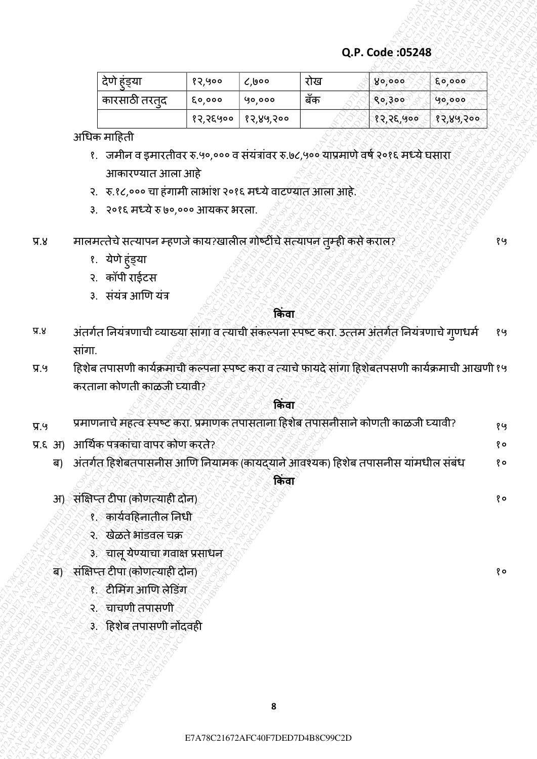| | | | | | |
|---|---|---|---|---|---|
| देणे हुंड्या | १२,५०० | ८,७०० | रोख | ४०,००० | ६०,००० |
| कारसाठी तरतुद | ६०,००० | ५०,००० | बँक | ९०,३०० | ५०,००० |
| | १२,२६५०० | १२,४५,२०० | | १२,२६,५०० | १२,४५,२०० |

अधिक माहिती

१. जमीन व इमारतीवर रु.५०,००० व संयंत्रांवर रु.७८,५०० याप्रमाणे वर्ष २०१६ मध्ये घसारा आकारण्यात आला आहे

२. रु.१८,००० चा हंगामी लाभांश २०१६ मध्ये वाटण्यात आला आहे.

३. २०१६ मध्ये रु ७०,००० आयकर भरला.

प्र.४ मालमत्तेचे सत्यापन म्हणजे काय?खालील गोष्टींचे सत्यापन तुम्ही कसे कराल? १५

१. येणे हुंड्या

२. कॉपी राईटस

३. संयंत्र आणि यंत्र

**किंवा**

प्र.४ अंतर्गत नियंत्रणाची व्याख्या सांगा व त्याची संकल्पना स्पष्ट करा. उत्तम अंतर्गत नियंत्रणाचे गुणधर्म सांगा. १५

प्र.५ हिशेब तपासणी कार्यक्रमाची कल्पना स्पष्ट करा व त्याचे फायदे सांगा हिशेबतपसणी कार्यक्रमाची आखणी करताना कोणती काळजी घ्यावी? १५

**किंवा**

प्र.५ प्रमाणनाचे महत्व स्पष्ट करा. प्रमाणक तपासताना हिशेब तपासनीसाने कोणती काळजी घ्यावी? १५

प्र.६ अ) आर्थिक पत्रकांचा वापर कोण करते? १०

ब) अंतर्गत हिशेबतपासनीस आणि नियामक (कायद्याने आवश्यक) हिशेब तपासनीस यांमधील संबंध १०

**किंवा**

अ) संक्षिप्त टीपा (कोणत्याही दोन) १०

१. कार्यवहिनातील निधी

२. खेळते भांडवल चक्र

३. चालू येण्याचा गवाक्ष प्रसाधन

ब) संक्षिप्त टीपा (कोणत्याही दोन) १०

१. टीमिंग आणि लेडिंग

२. चाचणी तपासणी

३. हिशेब तपासणी नोंदवही